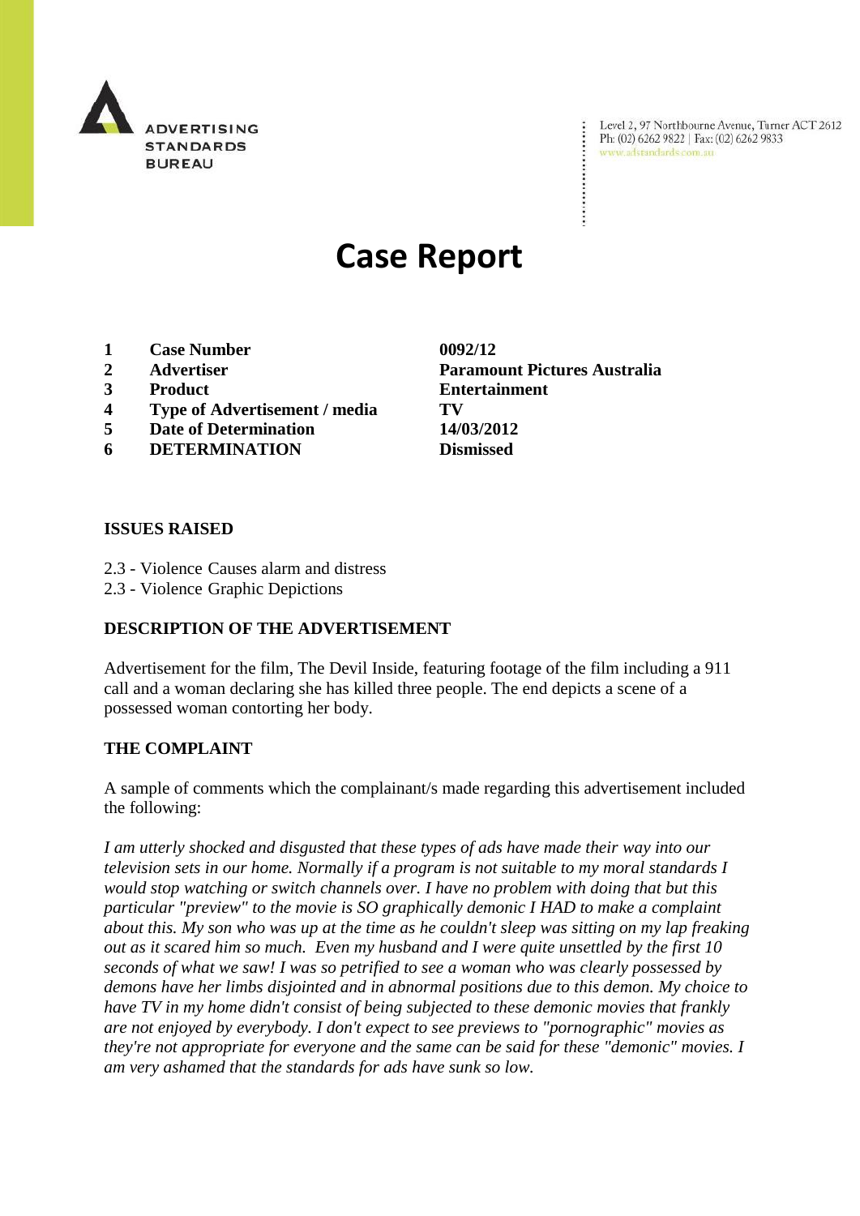ADVERTISING STANDARDS BUREAU

Level 2, 97 Northbourne Avenue, Turner ACT 2612
Ph: (02) 6262 9822 | Fax: (02) 6262 9833
www.adstandards.com.au

# Case Report

| | | |
|---|---|---|
| **1** | **Case Number** | **0092/12** |
| **2** | **Advertiser** | **Paramount Pictures Australia** |
| **3** | **Product** | **Entertainment** |
| **4** | **Type of Advertisement / media** | **TV** |
| **5** | **Date of Determination** | **14/03/2012** |
| **6** | **DETERMINATION** | **Dismissed** |

**ISSUES RAISED**

2.3 - Violence Causes alarm and distress
2.3 - Violence Graphic Depictions

**DESCRIPTION OF THE ADVERTISEMENT**

Advertisement for the film, The Devil Inside, featuring footage of the film including a 911 call and a woman declaring she has killed three people. The end depicts a scene of a possessed woman contorting her body.

**THE COMPLAINT**

A sample of comments which the complainant/s made regarding this advertisement included the following:

*I am utterly shocked and disgusted that these types of ads have made their way into our television sets in our home. Normally if a program is not suitable to my moral standards I would stop watching or switch channels over. I have no problem with doing that but this particular "preview" to the movie is SO graphically demonic I HAD to make a complaint about this. My son who was up at the time as he couldn't sleep was sitting on my lap freaking out as it scared him so much. Even my husband and I were quite unsettled by the first 10 seconds of what we saw! I was so petrified to see a woman who was clearly possessed by demons have her limbs disjointed and in abnormal positions due to this demon. My choice to have TV in my home didn't consist of being subjected to these demonic movies that frankly are not enjoyed by everybody. I don't expect to see previews to "pornographic" movies as they're not appropriate for everyone and the same can be said for these "demonic" movies. I am very ashamed that the standards for ads have sunk so low.*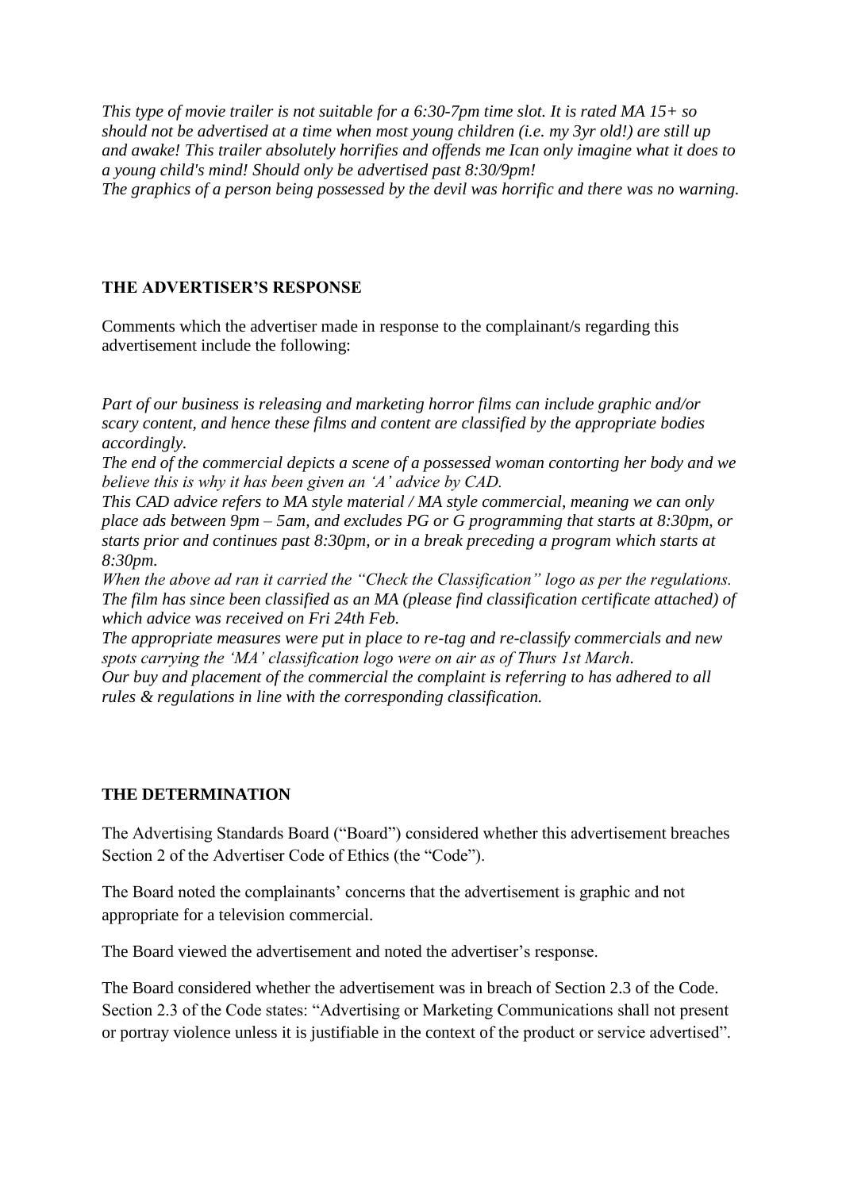*This type of movie trailer is not suitable for a 6:30-7pm time slot. It is rated MA 15+ so should not be advertised at a time when most young children (i.e. my 3yr old!) are still up and awake! This trailer absolutely horrifies and offends me Ican only imagine what it does to a young child's mind! Should only be advertised past 8:30/9pm!*
*The graphics of a person being possessed by the devil was horrific and there was no warning.*

**THE ADVERTISER'S RESPONSE**

Comments which the advertiser made in response to the complainant/s regarding this advertisement include the following:

*Part of our business is releasing and marketing horror films can include graphic and/or scary content, and hence these films and content are classified by the appropriate bodies accordingly.*
*The end of the commercial depicts a scene of a possessed woman contorting her body and we believe this is why it has been given an 'A' advice by CAD.*
*This CAD advice refers to MA style material / MA style commercial, meaning we can only place ads between 9pm – 5am, and excludes PG or G programming that starts at 8:30pm, or starts prior and continues past 8:30pm, or in a break preceding a program which starts at 8:30pm.*
*When the above ad ran it carried the "Check the Classification" logo as per the regulations. The film has since been classified as an MA (please find classification certificate attached) of which advice was received on Fri 24th Feb.*
*The appropriate measures were put in place to re-tag and re-classify commercials and new spots carrying the 'MA' classification logo were on air as of Thurs 1st March.*
*Our buy and placement of the commercial the complaint is referring to has adhered to all rules & regulations in line with the corresponding classification.*

**THE DETERMINATION**

The Advertising Standards Board ("Board") considered whether this advertisement breaches Section 2 of the Advertiser Code of Ethics (the "Code").

The Board noted the complainants' concerns that the advertisement is graphic and not appropriate for a television commercial.

The Board viewed the advertisement and noted the advertiser's response.

The Board considered whether the advertisement was in breach of Section 2.3 of the Code. Section 2.3 of the Code states: "Advertising or Marketing Communications shall not present or portray violence unless it is justifiable in the context of the product or service advertised".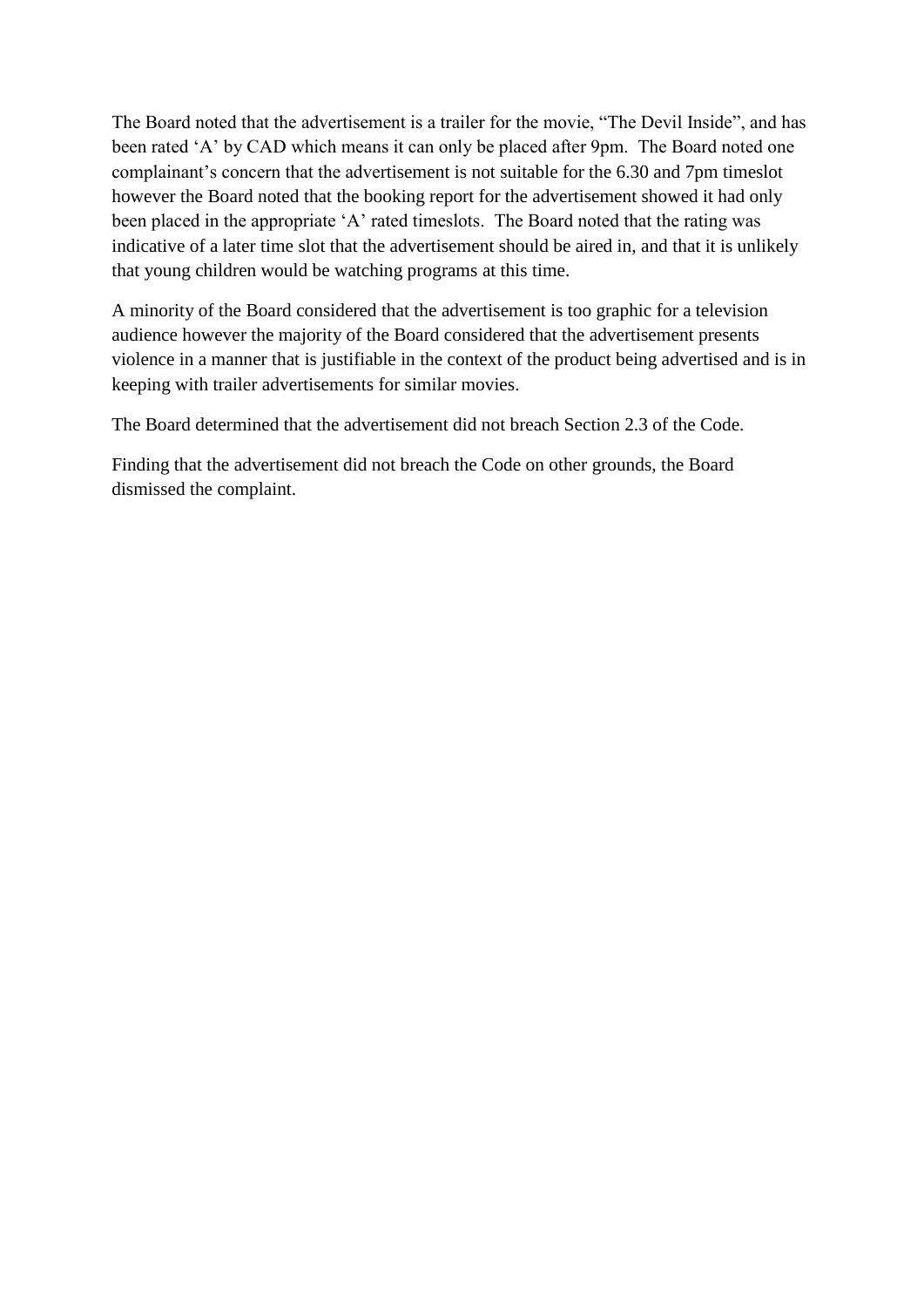The Board noted that the advertisement is a trailer for the movie, "The Devil Inside", and has been rated 'A' by CAD which means it can only be placed after 9pm. The Board noted one complainant's concern that the advertisement is not suitable for the 6.30 and 7pm timeslot however the Board noted that the booking report for the advertisement showed it had only been placed in the appropriate 'A' rated timeslots. The Board noted that the rating was indicative of a later time slot that the advertisement should be aired in, and that it is unlikely that young children would be watching programs at this time.

A minority of the Board considered that the advertisement is too graphic for a television audience however the majority of the Board considered that the advertisement presents violence in a manner that is justifiable in the context of the product being advertised and is in keeping with trailer advertisements for similar movies.

The Board determined that the advertisement did not breach Section 2.3 of the Code.

Finding that the advertisement did not breach the Code on other grounds, the Board dismissed the complaint.